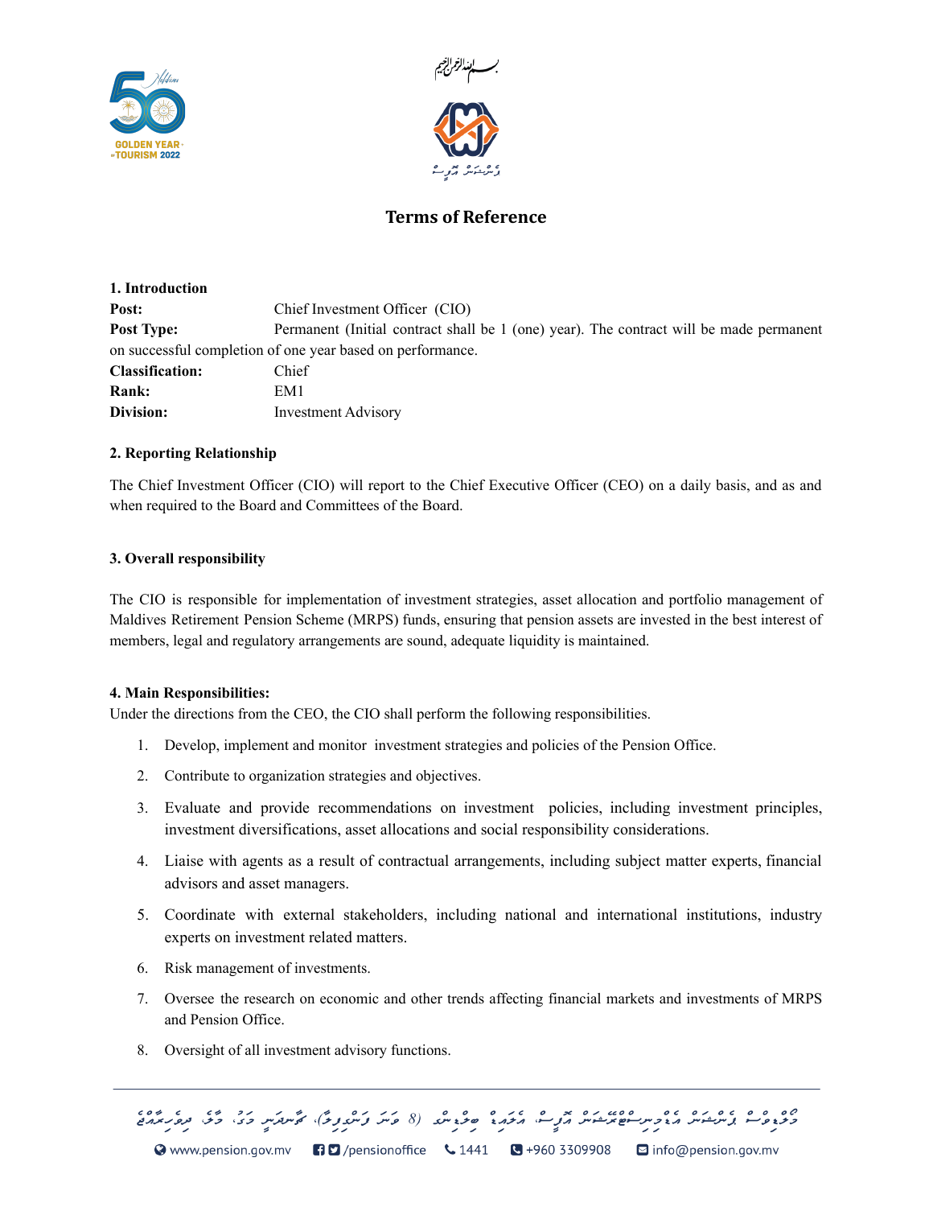# Terms of Reference

## 1. Introduction

**Post:** Chief Investment Officer (CIO)

**Post Type:** Permanent (Initial contract shall be 1 (one) year). The contract will be made permanent on successful completion of one year based on performance.

**Classification:** Chief

**Rank:** EM1

**Division:** Investment Advisory

## 2. Reporting Relationship

The Chief Investment Officer (CIO) will report to the Chief Executive Officer (CEO) on a daily basis, and as and when required to the Board and Committees of the Board.

## 3. Overall responsibility

The CIO is responsible for implementation of investment strategies, asset allocation and portfolio management of Maldives Retirement Pension Scheme (MRPS) funds, ensuring that pension assets are invested in the best interest of members, legal and regulatory arrangements are sound, adequate liquidity is maintained.

## 4. Main Responsibilities:

Under the directions from the CEO, the CIO shall perform the following responsibilities.

1. Develop, implement and monitor investment strategies and policies of the Pension Office.
2. Contribute to organization strategies and objectives.
3. Evaluate and provide recommendations on investment policies, including investment principles, investment diversifications, asset allocations and social responsibility considerations.
4. Liaise with agents as a result of contractual arrangements, including subject matter experts, financial advisors and asset managers.
5. Coordinate with external stakeholders, including national and international institutions, industry experts on investment related matters.
6. Risk management of investments.
7. Oversee the research on economic and other trends affecting financial markets and investments of MRPS and Pension Office.
8. Oversight of all investment advisory functions.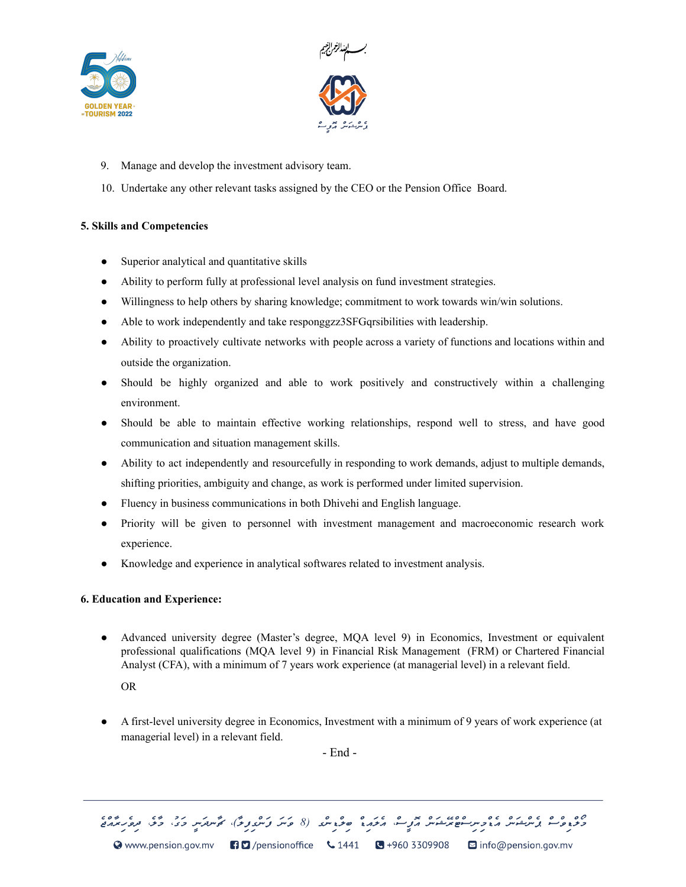9. Manage and develop the investment advisory team.
10. Undertake any other relevant tasks assigned by the CEO or the Pension Office Board.

**5. Skills and Competencies**

- Superior analytical and quantitative skills
- Ability to perform fully at professional level analysis on fund investment strategies.
- Willingness to help others by sharing knowledge; commitment to work towards win/win solutions.
- Able to work independently and take responggzz3SFGqrsibilities with leadership.
- Ability to proactively cultivate networks with people across a variety of functions and locations within and outside the organization.
- Should be highly organized and able to work positively and constructively within a challenging environment.
- Should be able to maintain effective working relationships, respond well to stress, and have good communication and situation management skills.
- Ability to act independently and resourcefully in responding to work demands, adjust to multiple demands, shifting priorities, ambiguity and change, as work is performed under limited supervision.
- Fluency in business communications in both Dhivehi and English language.
- Priority will be given to personnel with investment management and macroeconomic research work experience.
- Knowledge and experience in analytical softwares related to investment analysis.

**6. Education and Experience:**

- Advanced university degree (Master's degree, MQA level 9) in Economics, Investment or equivalent professional qualifications (MQA level 9) in Financial Risk Management (FRM) or Chartered Financial Analyst (CFA), with a minimum of 7 years work experience (at managerial level) in a relevant field.

  OR

- A first-level university degree in Economics, Investment with a minimum of 9 years of work experience (at managerial level) in a relevant field.

- End -